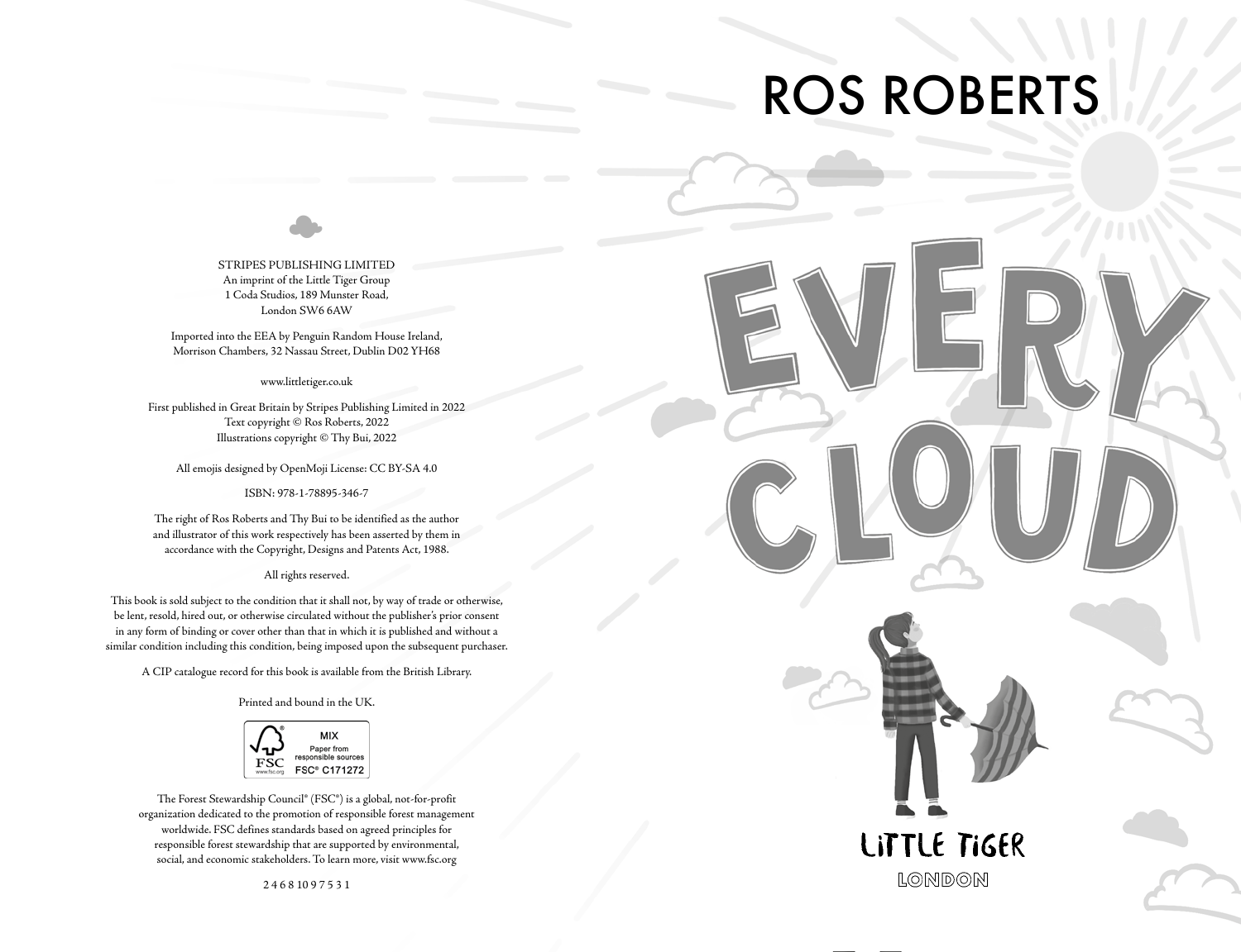STRIPES PUBLISHING LIMITED
An imprint of the Little Tiger Group
1 Coda Studios, 189 Munster Road,
London SW6 6AW

Imported into the EEA by Penguin Random House Ireland,
Morrison Chambers, 32 Nassau Street, Dublin D02 YH68

www.littletiger.co.uk

First published in Great Britain by Stripes Publishing Limited in 2022
Text copyright © Ros Roberts, 2022
Illustrations copyright © Thy Bui, 2022

All emojis designed by OpenMoji License: CC BY-SA 4.0

ISBN: 978-1-78895-346-7

The right of Ros Roberts and Thy Bui to be identified as the author and illustrator of this work respectively has been asserted by them in accordance with the Copyright, Designs and Patents Act, 1988.

All rights reserved.

This book is sold subject to the condition that it shall not, by way of trade or otherwise, be lent, resold, hired out, or otherwise circulated without the publisher's prior consent in any form of binding or cover other than that in which it is published and without a similar condition including this condition, being imposed upon the subsequent purchaser.

A CIP catalogue record for this book is available from the British Library.

Printed and bound in the UK.

MIX
Paper from responsible sources
FSC® C171272

The Forest Stewardship Council® (FSC®) is a global, not-for-profit organization dedicated to the promotion of responsible forest management worldwide. FSC defines standards based on agreed principles for responsible forest stewardship that are supported by environmental, social, and economic stakeholders. To learn more, visit www.fsc.org

2 4 6 8 10 9 7 5 3 1

ROS ROBERTS

# EVERY CLOUD

LITTLE TIGER
LONDON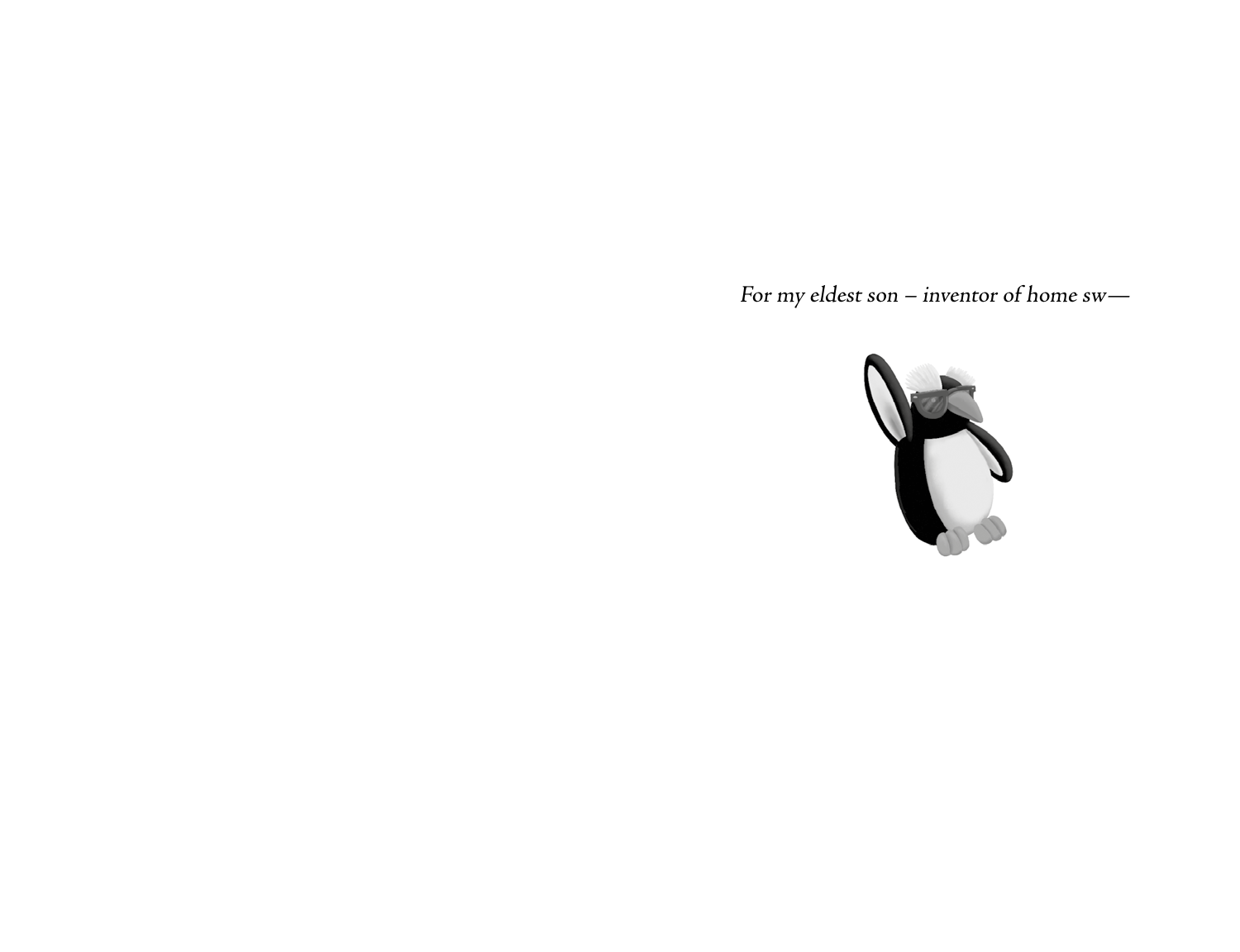*For my eldest son – inventor of home sw—*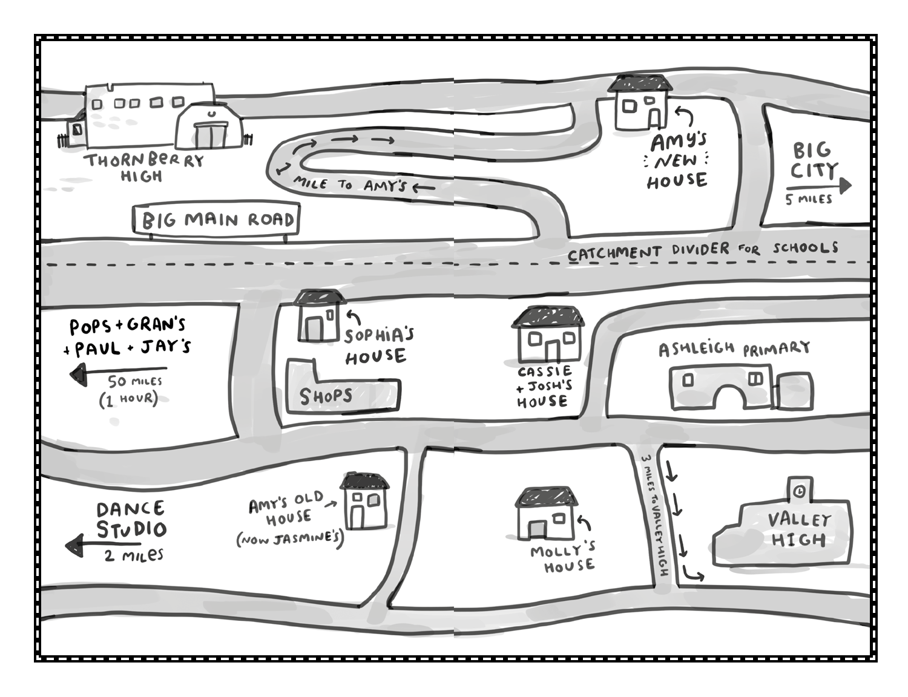THORNBERRY HIGH

1 MILE TO AMY'S

AMY'S NEW HOUSE

BIG CITY
5 MILES

BIG MAIN ROAD

CATCHMENT DIVIDER FOR SCHOOLS

POPS + GRAN'S + PAUL + JAY'S
50 MILES (1 HOUR)

SOPHIA'S HOUSE

SHOPS

CASSIE + JOSH'S HOUSE

ASHLEIGH PRIMARY

DANCE STUDIO
2 MILES

AMY'S OLD HOUSE (NOW JASMINE'S)

MOLLY'S HOUSE

3 MILES TO VALLEY HIGH

VALLEY HIGH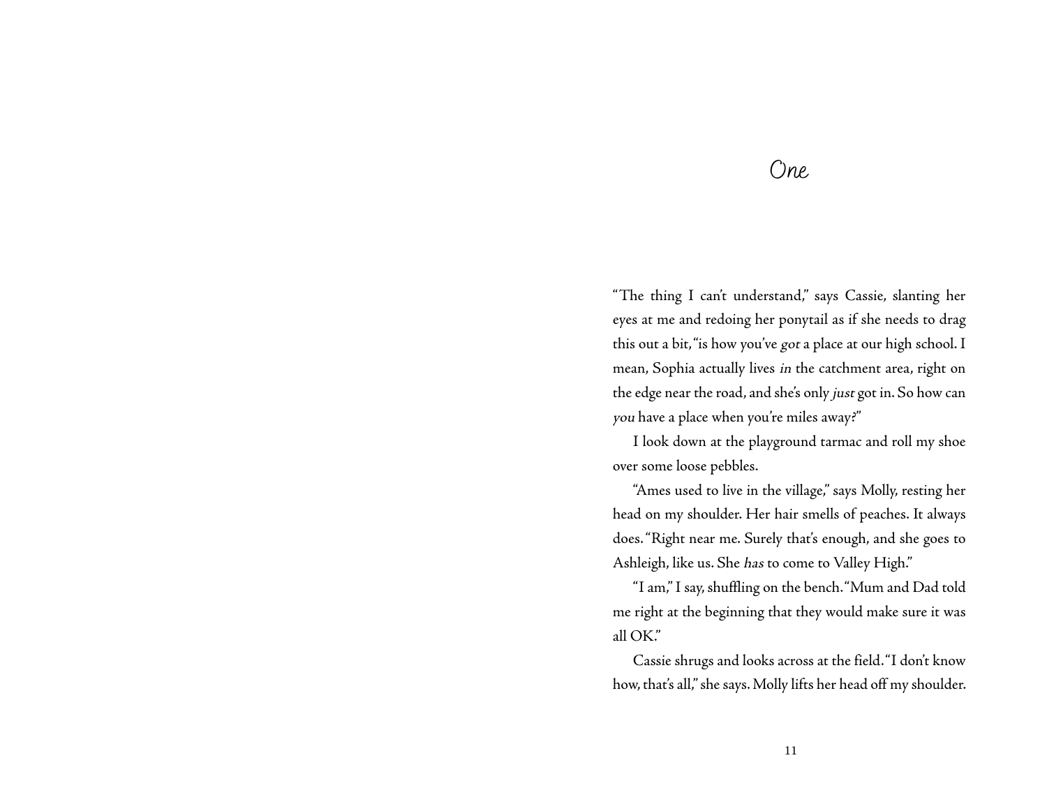# One

"The thing I can't understand," says Cassie, slanting her eyes at me and redoing her ponytail as if she needs to drag this out a bit, "is how you've *got* a place at our high school. I mean, Sophia actually lives *in* the catchment area, right on the edge near the road, and she's only *just* got in. So how can *you* have a place when you're miles away?"

I look down at the playground tarmac and roll my shoe over some loose pebbles.

"Ames used to live in the village," says Molly, resting her head on my shoulder. Her hair smells of peaches. It always does. "Right near me. Surely that's enough, and she goes to Ashleigh, like us. She *has* to come to Valley High."

"I am," I say, shuffling on the bench. "Mum and Dad told me right at the beginning that they would make sure it was all OK."

Cassie shrugs and looks across at the field. "I don't know how, that's all," she says. Molly lifts her head off my shoulder.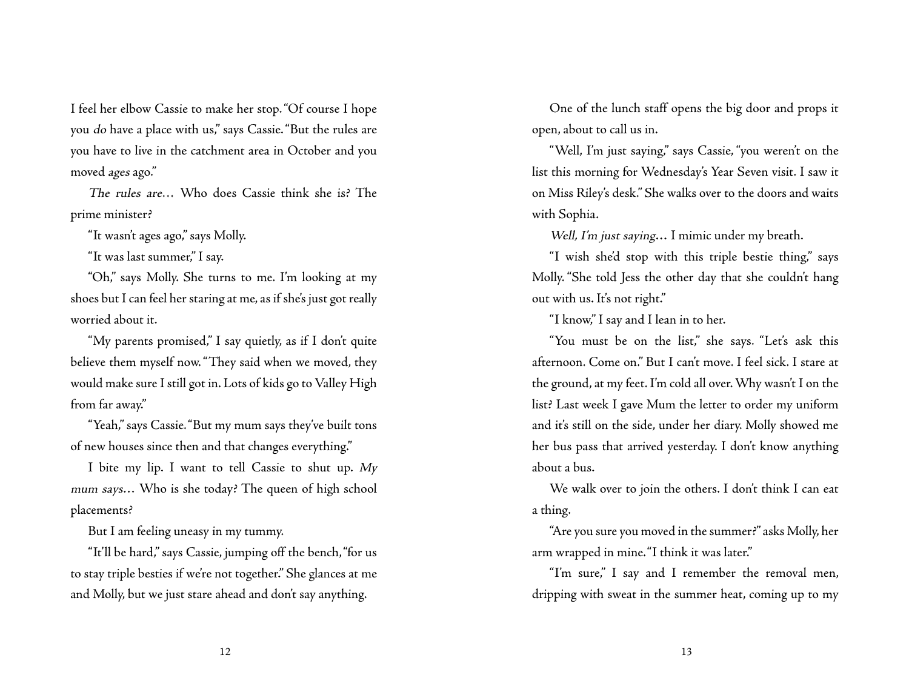I feel her elbow Cassie to make her stop. "Of course I hope you *do* have a place with us," says Cassie. "But the rules are you have to live in the catchment area in October and you moved *ages* ago."

*The rules are…* Who does Cassie think she is? The prime minister?

"It wasn't ages ago," says Molly.

"It was last summer," I say.

"Oh," says Molly. She turns to me. I'm looking at my shoes but I can feel her staring at me, as if she's just got really worried about it.

"My parents promised," I say quietly, as if I don't quite believe them myself now. "They said when we moved, they would make sure I still got in. Lots of kids go to Valley High from far away."

"Yeah," says Cassie. "But my mum says they've built tons of new houses since then and that changes everything."

I bite my lip. I want to tell Cassie to shut up. *My mum says…* Who is she today? The queen of high school placements?

But I am feeling uneasy in my tummy.

"It'll be hard," says Cassie, jumping off the bench, "for us to stay triple besties if we're not together." She glances at me and Molly, but we just stare ahead and don't say anything.

One of the lunch staff opens the big door and props it open, about to call us in.

"Well, I'm just saying," says Cassie, "you weren't on the list this morning for Wednesday's Year Seven visit. I saw it on Miss Riley's desk." She walks over to the doors and waits with Sophia.

*Well, I'm just saying…* I mimic under my breath.

"I wish she'd stop with this triple bestie thing," says Molly. "She told Jess the other day that she couldn't hang out with us. It's not right."

"I know," I say and I lean in to her.

"You must be on the list," she says. "Let's ask this afternoon. Come on." But I can't move. I feel sick. I stare at the ground, at my feet. I'm cold all over. Why wasn't I on the list? Last week I gave Mum the letter to order my uniform and it's still on the side, under her diary. Molly showed me her bus pass that arrived yesterday. I don't know anything about a bus.

We walk over to join the others. I don't think I can eat a thing.

"Are you sure you moved in the summer?" asks Molly, her arm wrapped in mine. "I think it was later."

"I'm sure," I say and I remember the removal men, dripping with sweat in the summer heat, coming up to my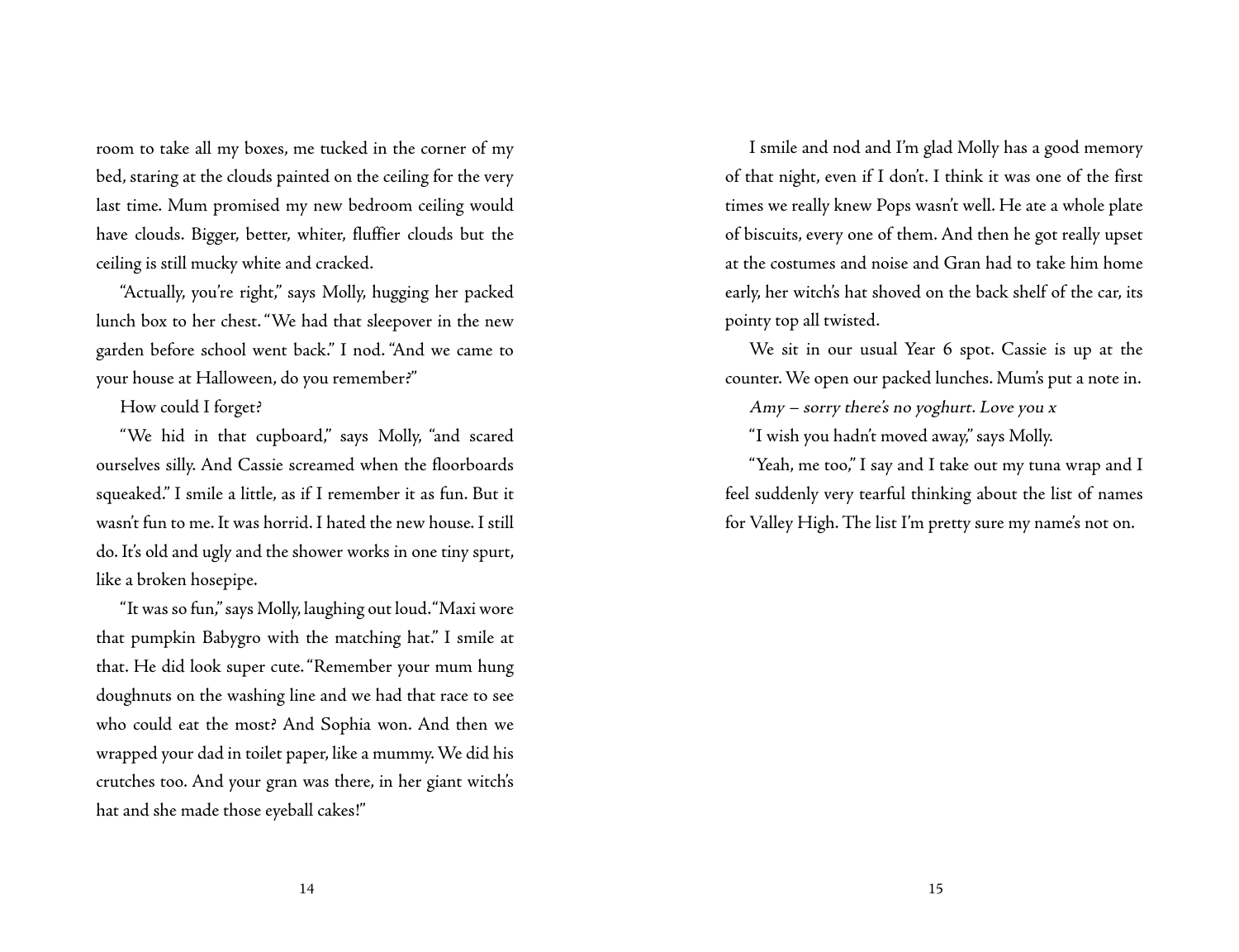room to take all my boxes, me tucked in the corner of my bed, staring at the clouds painted on the ceiling for the very last time. Mum promised my new bedroom ceiling would have clouds. Bigger, better, whiter, fluffier clouds but the ceiling is still mucky white and cracked.

"Actually, you're right," says Molly, hugging her packed lunch box to her chest. "We had that sleepover in the new garden before school went back." I nod. "And we came to your house at Halloween, do you remember?"

How could I forget?

"We hid in that cupboard," says Molly, "and scared ourselves silly. And Cassie screamed when the floorboards squeaked." I smile a little, as if I remember it as fun. But it wasn't fun to me. It was horrid. I hated the new house. I still do. It's old and ugly and the shower works in one tiny spurt, like a broken hosepipe.

"It was so fun," says Molly, laughing out loud. "Maxi wore that pumpkin Babygro with the matching hat." I smile at that. He did look super cute. "Remember your mum hung doughnuts on the washing line and we had that race to see who could eat the most? And Sophia won. And then we wrapped your dad in toilet paper, like a mummy. We did his crutches too. And your gran was there, in her giant witch's hat and she made those eyeball cakes!"

I smile and nod and I'm glad Molly has a good memory of that night, even if I don't. I think it was one of the first times we really knew Pops wasn't well. He ate a whole plate of biscuits, every one of them. And then he got really upset at the costumes and noise and Gran had to take him home early, her witch's hat shoved on the back shelf of the car, its pointy top all twisted.

We sit in our usual Year 6 spot. Cassie is up at the counter. We open our packed lunches. Mum's put a note in.

*Amy – sorry there's no yoghurt. Love you x*

"I wish you hadn't moved away," says Molly.

"Yeah, me too," I say and I take out my tuna wrap and I feel suddenly very tearful thinking about the list of names for Valley High. The list I'm pretty sure my name's not on.